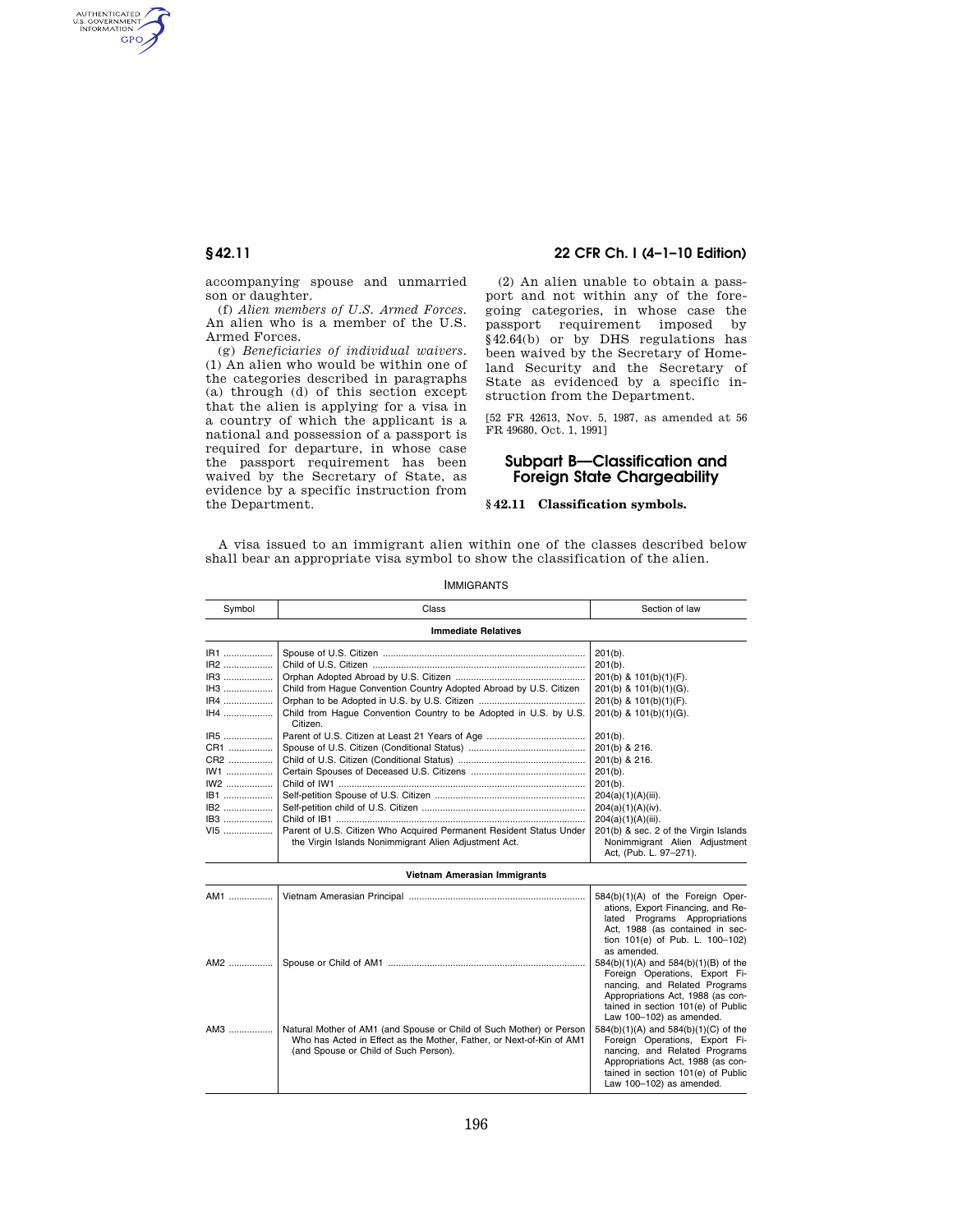accompanying spouse and unmarried son or daughter.

(f) *Alien members of U.S. Armed Forces.* An alien who is a member of the U.S. Armed Forces.

(g) *Beneficiaries of individual waivers.* (1) An alien who would be within one of the categories described in paragraphs (a) through (d) of this section except that the alien is applying for a visa in a country of which the applicant is a national and possession of a passport is required for departure, in whose case the passport requirement has been waived by the Secretary of State, as evidence by a specific instruction from the Department.

(2) An alien unable to obtain a passport and not within any of the foregoing categories, in whose case the passport requirement imposed by §42.64(b) or by DHS regulations has been waived by the Secretary of Homeland Security and the Secretary of State as evidenced by a specific instruction from the Department.

[52 FR 42613, Nov. 5, 1987, as amended at 56 FR 49680, Oct. 1, 1991]

## Subpart B—Classification and Foreign State Chargeability

### §42.11 Classification symbols.

A visa issued to an immigrant alien within one of the classes described below shall bear an appropriate visa symbol to show the classification of the alien.

IMMIGRANTS

| Symbol | Class | Section of law |
|---|---|---|
| **Immediate Relatives** | | |
| IR1 | Spouse of U.S. Citizen | 201(b). |
| IR2 | Child of U.S. Citizen | 201(b). |
| IR3 | Orphan Adopted Abroad by U.S. Citizen | 201(b) & 101(b)(1)(F). |
| IH3 | Child from Hague Convention Country Adopted Abroad by U.S. Citizen | 201(b) & 101(b)(1)(G). |
| IR4 | Orphan to be Adopted in U.S. by U.S. Citizen | 201(b) & 101(b)(1)(F). |
| IH4 | Child from Hague Convention Country to be Adopted in U.S. by U.S. Citizen. | 201(b) & 101(b)(1)(G). |
| IR5 | Parent of U.S. Citizen at Least 21 Years of Age | 201(b). |
| CR1 | Spouse of U.S. Citizen (Conditional Status) | 201(b) & 216. |
| CR2 | Child of U.S. Citizen (Conditional Status) | 201(b) & 216. |
| IW1 | Certain Spouses of Deceased U.S. Citizens | 201(b). |
| IW2 | Child of IW1 | 201(b). |
| IB1 | Self-petition Spouse of U.S. Citizen | 204(a)(1)(A)(iii). |
| IB2 | Self-petition child of U.S. Citizen | 204(a)(1)(A)(iv). |
| IB3 | Child of IB1 | 204(a)(1)(A)(iii). |
| VI5 | Parent of U.S. Citizen Who Acquired Permanent Resident Status Under the Virgin Islands Nonimmigrant Alien Adjustment Act. | 201(b) & sec. 2 of the Virgin Islands Nonimmigrant Alien Adjustment Act, (Pub. L. 97–271). |
| **Vietnam Amerasian Immigrants** | | |
| AM1 | Vietnam Amerasian Principal | 584(b)(1)(A) of the Foreign Operations, Export Financing, and Related Programs Appropriations Act, 1988 (as contained in section 101(e) of Pub. L. 100–102) as amended. |
| AM2 | Spouse or Child of AM1 | 584(b)(1)(A) and 584(b)(1)(B) of the Foreign Operations, Export Financing, and Related Programs Appropriations Act, 1988 (as contained in section 101(e) of Public Law 100–102) as amended. |
| AM3 | Natural Mother of AM1 (and Spouse or Child of Such Mother) or Person Who has Acted in Effect as the Mother, Father, or Next-of-Kin of AM1 (and Spouse or Child of Such Person). | 584(b)(1)(A) and 584(b)(1)(C) of the Foreign Operations, Export Financing, and Related Programs Appropriations Act, 1988 (as contained in section 101(e) of Public Law 100–102) as amended. |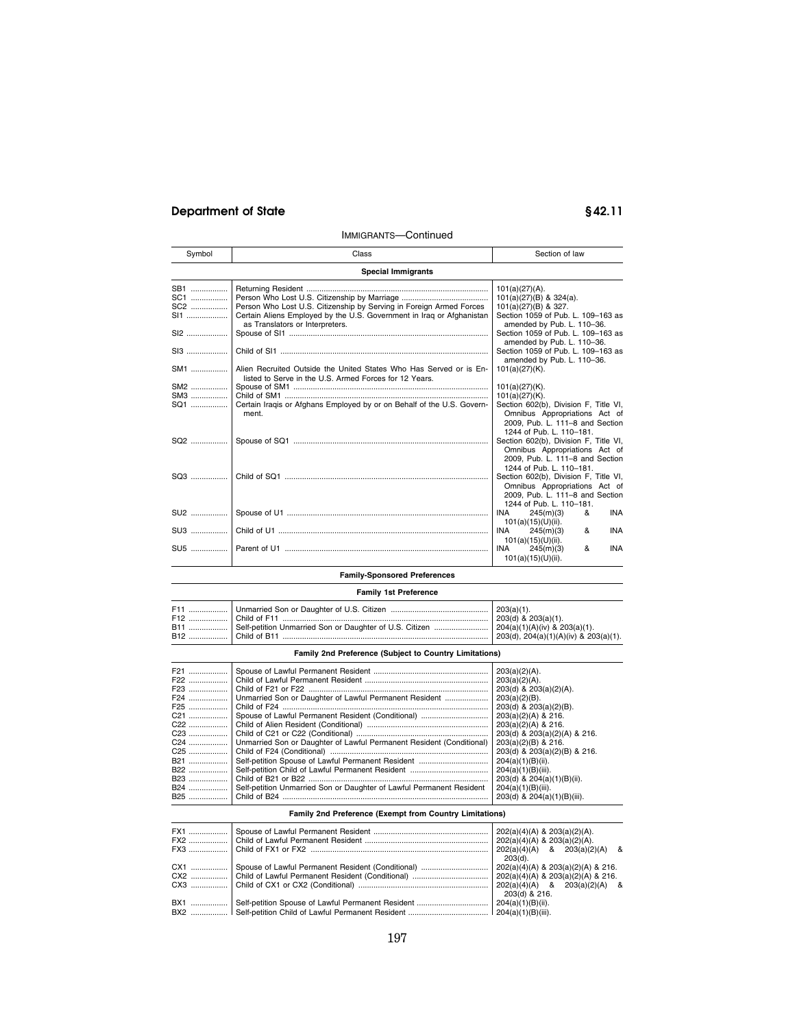IMMIGRANTS—Continued

| Symbol | Class | Section of law |
| --- | --- | --- |
| **Special Immigrants** | | |
| SB1 | Returning Resident | 101(a)(27)(A). |
| SC1 | Person Who Lost U.S. Citizenship by Marriage | 101(a)(27)(B) & 324(a). |
| SC2 | Person Who Lost U.S. Citizenship by Serving in Foreign Armed Forces | 101(a)(27)(B) & 327. |
| SI1 | Certain Aliens Employed by the U.S. Government in Iraq or Afghanistan as Translators or Interpreters. | Section 1059 of Pub. L. 109–163 as amended by Pub. L. 110–36. |
| SI2 | Spouse of SI1 | Section 1059 of Pub. L. 109–163 as amended by Pub. L. 110–36. |
| SI3 | Child of SI1 | Section 1059 of Pub. L. 109–163 as amended by Pub. L. 110–36. |
| SM1 | Alien Recruited Outside the United States Who Has Served or is Enlisted to Serve in the U.S. Armed Forces for 12 Years. | 101(a)(27)(K). |
| SM2 | Spouse of SM1 | 101(a)(27)(K). |
| SM3 | Child of SM1 | 101(a)(27)(K). |
| SQ1 | Certain Iraqis or Afghans Employed by or on Behalf of the U.S. Government. | Section 602(b), Division F, Title VI, Omnibus Appropriations Act of 2009, Pub. L. 111–8 and Section 1244 of Pub. L. 110–181. |
| SQ2 | Spouse of SQ1 | Section 602(b), Division F, Title VI, Omnibus Appropriations Act of 2009, Pub. L. 111–8 and Section 1244 of Pub. L. 110–181. |
| SQ3 | Child of SQ1 | Section 602(b), Division F, Title VI, Omnibus Appropriations Act of 2009, Pub. L. 111–8 and Section 1244 of Pub. L. 110–181. |
| SU2 | Spouse of U1 | INA 245(m)(3) & INA 101(a)(15)(U)(ii). |
| SU3 | Child of U1 | INA 245(m)(3) & INA 101(a)(15)(U)(ii). |
| SU5 | Parent of U1 | INA 245(m)(3) & INA 101(a)(15)(U)(ii). |
| **Family-Sponsored Preferences** | | |
| **Family 1st Preference** | | |
| F11 | Unmarried Son or Daughter of U.S. Citizen | 203(a)(1). |
| F12 | Child of F11 | 203(d) & 203(a)(1). |
| B11 | Self-petition Unmarried Son or Daughter of U.S. Citizen | 204(a)(1)(A)(iv) & 203(a)(1). |
| B12 | Child of B11 | 203(d), 204(a)(1)(A)(iv) & 203(a)(1). |
| **Family 2nd Preference (Subject to Country Limitations)** | | |
| F21 | Spouse of Lawful Permanent Resident | 203(a)(2)(A). |
| F22 | Child of Lawful Permanent Resident | 203(a)(2)(A). |
| F23 | Child of F21 or F22 | 203(d) & 203(a)(2)(A). |
| F24 | Unmarried Son or Daughter of Lawful Permanent Resident | 203(a)(2)(B). |
| F25 | Child of F24 | 203(d) & 203(a)(2)(B). |
| C21 | Spouse of Lawful Permanent Resident (Conditional) | 203(a)(2)(A) & 216. |
| C22 | Child of Alien Resident (Conditional) | 203(a)(2)(A) & 216. |
| C23 | Child of C21 or C22 (Conditional) | 203(d) & 203(a)(2)(A) & 216. |
| C24 | Unmarried Son or Daughter of Lawful Permanent Resident (Conditional) | 203(a)(2)(B) & 216. |
| C25 | Child of F24 (Conditional) | 203(d) & 203(a)(2)(B) & 216. |
| B21 | Self-petition Spouse of Lawful Permanent Resident | 204(a)(1)(B)(ii). |
| B22 | Self-petition Child of Lawful Permanent Resident | 204(a)(1)(B)(iii). |
| B23 | Child of B21 or B22 | 203(d) & 204(a)(1)(B)(ii). |
| B24 | Self-petition Unmarried Son or Daughter of Lawful Permanent Resident | 204(a)(1)(B)(iii). |
| B25 | Child of B24 | 203(d) & 204(a)(1)(B)(iii). |
| **Family 2nd Preference (Exempt from Country Limitations)** | | |
| FX1 | Spouse of Lawful Permanent Resident | 202(a)(4)(A) & 203(a)(2)(A). |
| FX2 | Child of Lawful Permanent Resident | 202(a)(4)(A) & 203(a)(2)(A). |
| FX3 | Child of FX1 or FX2 | 202(a)(4)(A) & 203(a)(2)(A) & 203(d). |
| CX1 | Spouse of Lawful Permanent Resident (Conditional) | 202(a)(4)(A) & 203(a)(2)(A) & 216. |
| CX2 | Child of Lawful Permanent Resident (Conditional) | 202(a)(4)(A) & 203(a)(2)(A) & 216. |
| CX3 | Child of CX1 or CX2 (Conditional) | 202(a)(4)(A) & 203(a)(2)(A) & 203(d) & 216. |
| BX1 | Self-petition Spouse of Lawful Permanent Resident | 204(a)(1)(B)(ii). |
| BX2 | Self-petition Child of Lawful Permanent Resident | 204(a)(1)(B)(iii). |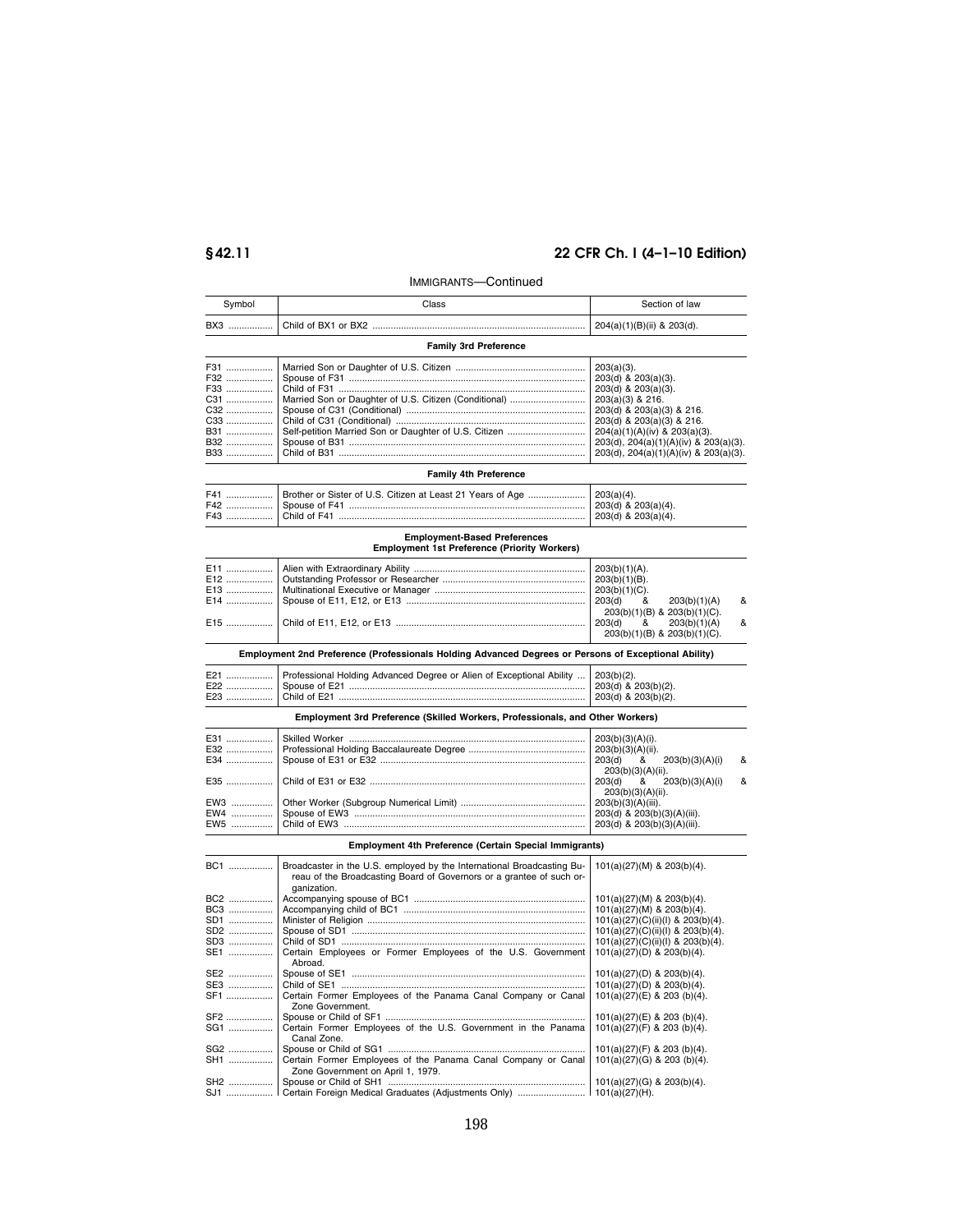IMMIGRANTS—Continued

| Symbol | Class | Section of law |
|---|---|---|
| BX3 | Child of BX1 or BX2 | 204(a)(1)(B)(ii) & 203(d). |
| | **Family 3rd Preference** | |
| F31 | Married Son or Daughter of U.S. Citizen | 203(a)(3). |
| F32 | Spouse of F31 | 203(d) & 203(a)(3). |
| F33 | Child of F31 | 203(d) & 203(a)(3). |
| C31 | Married Son or Daughter of U.S. Citizen (Conditional) | 203(a)(3) & 216. |
| C32 | Spouse of C31 (Conditional) | 203(d) & 203(a)(3) & 216. |
| C33 | Child of C31 (Conditional) | 203(d) & 203(a)(3) & 216. |
| B31 | Self-petition Married Son or Daughter of U.S. Citizen | 204(a)(1)(A)(iv) & 203(a)(3). |
| B32 | Spouse of B31 | 203(d), 204(a)(1)(A)(iv) & 203(a)(3). |
| B33 | Child of B31 | 203(d), 204(a)(1)(A)(iv) & 203(a)(3). |
| | **Family 4th Preference** | |
| F41 | Brother or Sister of U.S. Citizen at Least 21 Years of Age | 203(a)(4). |
| F42 | Spouse of F41 | 203(d) & 203(a)(4). |
| F43 | Child of F41 | 203(d) & 203(a)(4). |
| | **Employment-Based Preferences** **Employment 1st Preference (Priority Workers)** | |
| E11 | Alien with Extraordinary Ability | 203(b)(1)(A). |
| E12 | Outstanding Professor or Researcher | 203(b)(1)(B). |
| E13 | Multinational Executive or Manager | 203(b)(1)(C). |
| E14 | Spouse of E11, E12, or E13 | 203(d) & 203(b)(1)(A) & 203(b)(1)(B) & 203(b)(1)(C). |
| E15 | Child of E11, E12, or E13 | 203(d) & 203(b)(1)(A) & 203(b)(1)(B) & 203(b)(1)(C). |
| | **Employment 2nd Preference (Professionals Holding Advanced Degrees or Persons of Exceptional Ability)** | |
| E21 | Professional Holding Advanced Degree or Alien of Exceptional Ability | 203(b)(2). |
| E22 | Spouse of E21 | 203(d) & 203(b)(2). |
| E23 | Child of E21 | 203(d) & 203(b)(2). |
| | **Employment 3rd Preference (Skilled Workers, Professionals, and Other Workers)** | |
| E31 | Skilled Worker | 203(b)(3)(A)(i). |
| E32 | Professional Holding Baccalaureate Degree | 203(b)(3)(A)(ii). |
| E34 | Spouse of E31 or E32 | 203(d) & 203(b)(3)(A)(i) & 203(b)(3)(A)(ii). |
| E35 | Child of E31 or E32 | 203(d) & 203(b)(3)(A)(i) & 203(b)(3)(A)(ii). |
| EW3 | Other Worker (Subgroup Numerical Limit) | 203(b)(3)(A)(iii). |
| EW4 | Spouse of EW3 | 203(d) & 203(b)(3)(A)(iii). |
| EW5 | Child of EW3 | 203(d) & 203(b)(3)(A)(iii). |
| | **Employment 4th Preference (Certain Special Immigrants)** | |
| BC1 | Broadcaster in the U.S. employed by the International Broadcasting Bureau of the Broadcasting Board of Governors or a grantee of such organization. | 101(a)(27)(M) & 203(b)(4). |
| BC2 | Accompanying spouse of BC1 | 101(a)(27)(M) & 203(b)(4). |
| BC3 | Accompanying child of BC1 | 101(a)(27)(M) & 203(b)(4). |
| SD1 | Minister of Religion | 101(a)(27)(C)(ii)(I) & 203(b)(4). |
| SD2 | Spouse of SD1 | 101(a)(27)(C)(ii)(I) & 203(b)(4). |
| SD3 | Child of SD1 | 101(a)(27)(C)(ii)(I) & 203(b)(4). |
| SE1 | Certain Employees or Former Employees of the U.S. Government Abroad. | 101(a)(27)(D) & 203(b)(4). |
| SE2 | Spouse of SE1 | 101(a)(27)(D) & 203(b)(4). |
| SE3 | Child of SE1 | 101(a)(27)(D) & 203(b)(4). |
| SF1 | Certain Former Employees of the Panama Canal Company or Canal Zone Government. | 101(a)(27)(E) & 203 (b)(4). |
| SF2 | Spouse or Child of SF1 | 101(a)(27)(E) & 203 (b)(4). |
| SG1 | Certain Former Employees of the U.S. Government in the Panama Canal Zone. | 101(a)(27)(F) & 203 (b)(4). |
| SG2 | Spouse or Child of SG1 | 101(a)(27)(F) & 203 (b)(4). |
| SH1 | Certain Former Employees of the Panama Canal Company or Canal Zone Government on April 1, 1979. | 101(a)(27)(G) & 203 (b)(4). |
| SH2 | Spouse or Child of SH1 | 101(a)(27)(G) & 203(b)(4). |
| SJ1 | Certain Foreign Medical Graduates (Adjustments Only) | 101(a)(27)(H). |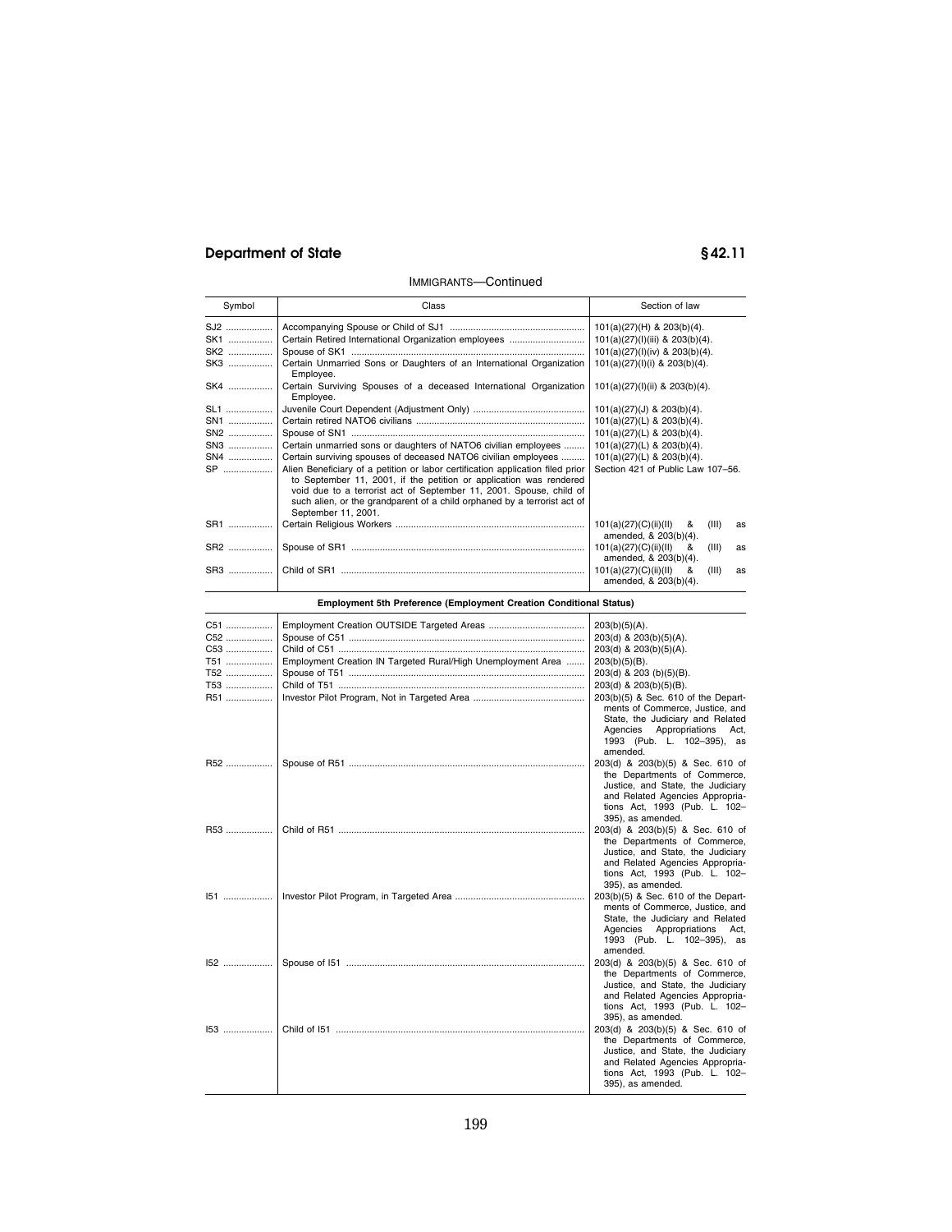IMMIGRANTS—Continued

| Symbol | Class | Section of law |
|---|---|---|
| SJ2 | Accompanying Spouse or Child of SJ1 | 101(a)(27)(H) & 203(b)(4). |
| SK1 | Certain Retired International Organization employees | 101(a)(27)(I)(iii) & 203(b)(4). |
| SK2 | Spouse of SK1 | 101(a)(27)(I)(iv) & 203(b)(4). |
| SK3 | Certain Unmarried Sons or Daughters of an International Organization Employee. | 101(a)(27)(I)(i) & 203(b)(4). |
| SK4 | Certain Surviving Spouses of a deceased International Organization Employee. | 101(a)(27)(I)(ii) & 203(b)(4). |
| SL1 | Juvenile Court Dependent (Adjustment Only) | 101(a)(27)(J) & 203(b)(4). |
| SN1 | Certain retired NATO6 civilians | 101(a)(27)(L) & 203(b)(4). |
| SN2 | Spouse of SN1 | 101(a)(27)(L) & 203(b)(4). |
| SN3 | Certain unmarried sons or daughters of NATO6 civilian employees | 101(a)(27)(L) & 203(b)(4). |
| SN4 | Certain surviving spouses of deceased NATO6 civilian employees | 101(a)(27)(L) & 203(b)(4). |
| SP | Alien Beneficiary of a petition or labor certification application filed prior to September 11, 2001, if the petition or application was rendered void due to a terrorist act of September 11, 2001. Spouse, child of such alien, or the grandparent of a child orphaned by a terrorist act of September 11, 2001. | Section 421 of Public Law 107–56. |
| SR1 | Certain Religious Workers | 101(a)(27)(C)(ii)(II) & (III) as amended, & 203(b)(4). |
| SR2 | Spouse of SR1 | 101(a)(27)(C)(ii)(II) & (III) as amended, & 203(b)(4). |
| SR3 | Child of SR1 | 101(a)(27)(C)(ii)(II) & (III) as amended, & 203(b)(4). |
| | **Employment 5th Preference (Employment Creation Conditional Status)** | |
| C51 | Employment Creation OUTSIDE Targeted Areas | 203(b)(5)(A). |
| C52 | Spouse of C51 | 203(d) & 203(b)(5)(A). |
| C53 | Child of C51 | 203(d) & 203(b)(5)(A). |
| T51 | Employment Creation IN Targeted Rural/High Unemployment Area | 203(b)(5)(B). |
| T52 | Spouse of T51 | 203(d) & 203 (b)(5)(B). |
| T53 | Child of T51 | 203(d) & 203(b)(5)(B). |
| R51 | Investor Pilot Program, Not in Targeted Area | 203(b)(5) & Sec. 610 of the Departments of Commerce, Justice, and State, the Judiciary and Related Agencies Appropriations Act, 1993 (Pub. L. 102–395), as amended. |
| R52 | Spouse of R51 | 203(d) & 203(b)(5) & Sec. 610 of the Departments of Commerce, Justice, and State, the Judiciary and Related Agencies Appropriations Act, 1993 (Pub. L. 102–395), as amended. |
| R53 | Child of R51 | 203(d) & 203(b)(5) & Sec. 610 of the Departments of Commerce, Justice, and State, the Judiciary and Related Agencies Appropriations Act, 1993 (Pub. L. 102–395), as amended. |
| I51 | Investor Pilot Program, in Targeted Area | 203(b)(5) & Sec. 610 of the Departments of Commerce, Justice, and State, the Judiciary and Related Agencies Appropriations Act, 1993 (Pub. L. 102–395), as amended. |
| I52 | Spouse of I51 | 203(d) & 203(b)(5) & Sec. 610 of the Departments of Commerce, Justice, and State, the Judiciary and Related Agencies Appropriations Act, 1993 (Pub. L. 102–395), as amended. |
| I53 | Child of I51 | 203(d) & 203(b)(5) & Sec. 610 of the Departments of Commerce, Justice, and State, the Judiciary and Related Agencies Appropriations Act, 1993 (Pub. L. 102–395), as amended. |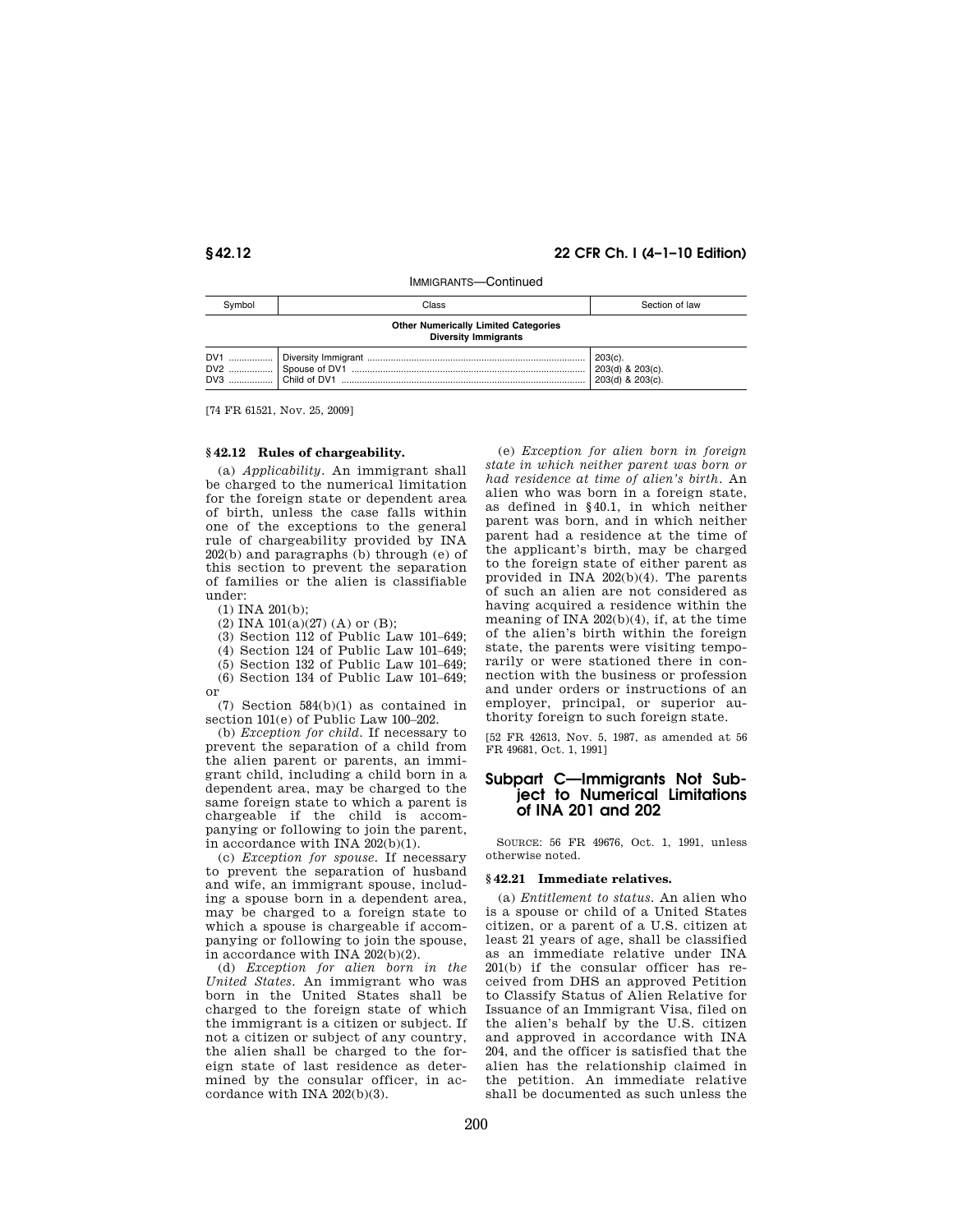IMMIGRANTS—Continued

| Symbol | Class | Section of law |
|---|---|---|
| | **Other Numerically Limited Categories** **Diversity Immigrants** | |
| DV1 | Diversity Immigrant | 203(c). |
| DV2 | Spouse of DV1 | 203(d) & 203(c). |
| DV3 | Child of DV1 | 203(d) & 203(c). |

[74 FR 61521, Nov. 25, 2009]

## § 42.12 Rules of chargeability.

(a) *Applicability.* An immigrant shall be charged to the numerical limitation for the foreign state or dependent area of birth, unless the case falls within one of the exceptions to the general rule of chargeability provided by INA 202(b) and paragraphs (b) through (e) of this section to prevent the separation of families or the alien is classifiable under:

(1) INA 201(b);

(2) INA 101(a)(27) (A) or (B);

(3) Section 112 of Public Law 101–649;

(4) Section 124 of Public Law 101–649;

(5) Section 132 of Public Law 101–649;

(6) Section 134 of Public Law 101–649; or

(7) Section 584(b)(1) as contained in section 101(e) of Public Law 100–202.

(b) *Exception for child.* If necessary to prevent the separation of a child from the alien parent or parents, an immigrant child, including a child born in a dependent area, may be charged to the same foreign state to which a parent is chargeable if the child is accompanying or following to join the parent, in accordance with INA 202(b)(1).

(c) *Exception for spouse.* If necessary to prevent the separation of husband and wife, an immigrant spouse, including a spouse born in a dependent area, may be charged to a foreign state to which a spouse is chargeable if accompanying or following to join the spouse, in accordance with INA 202(b)(2).

(d) *Exception for alien born in the United States.* An immigrant who was born in the United States shall be charged to the foreign state of which the immigrant is a citizen or subject. If not a citizen or subject of any country, the alien shall be charged to the foreign state of last residence as determined by the consular officer, in accordance with INA 202(b)(3).

(e) *Exception for alien born in foreign state in which neither parent was born or had residence at time of alien's birth.* An alien who was born in a foreign state, as defined in §40.1, in which neither parent was born, and in which neither parent had a residence at the time of the applicant's birth, may be charged to the foreign state of either parent as provided in INA 202(b)(4). The parents of such an alien are not considered as having acquired a residence within the meaning of INA 202(b)(4), if, at the time of the alien's birth within the foreign state, the parents were visiting temporarily or were stationed there in connection with the business or profession and under orders or instructions of an employer, principal, or superior authority foreign to such foreign state.

[52 FR 42613, Nov. 5, 1987, as amended at 56 FR 49681, Oct. 1, 1991]

# Subpart C—Immigrants Not Subject to Numerical Limitations of INA 201 and 202

SOURCE: 56 FR 49676, Oct. 1, 1991, unless otherwise noted.

## § 42.21 Immediate relatives.

(a) *Entitlement to status.* An alien who is a spouse or child of a United States citizen, or a parent of a U.S. citizen at least 21 years of age, shall be classified as an immediate relative under INA 201(b) if the consular officer has received from DHS an approved Petition to Classify Status of Alien Relative for Issuance of an Immigrant Visa, filed on the alien's behalf by the U.S. citizen and approved in accordance with INA 204, and the officer is satisfied that the alien has the relationship claimed in the petition. An immediate relative shall be documented as such unless the